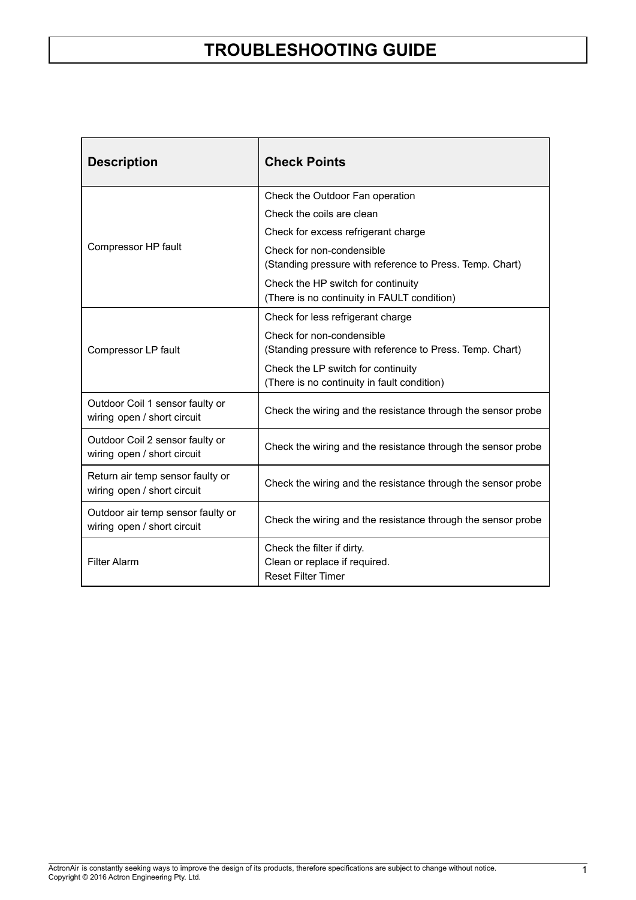# TROUBLESHOOTING GUIDE

| Description | Check Points |
|---|---|
| Compressor HP fault | Check the Outdoor Fan operation<br>Check the coils are clean<br>Check for excess refrigerant charge<br>Check for non-condensible<br>(Standing pressure with reference to Press. Temp. Chart)<br>Check the HP switch for continuity<br>(There is no continuity in FAULT condition) |
| Compressor LP fault | Check for less refrigerant charge<br>Check for non-condensible<br>(Standing pressure with reference to Press. Temp. Chart)<br>Check the LP switch for continuity<br>(There is no continuity in fault condition) |
| Outdoor Coil 1 sensor faulty or wiring open / short circuit | Check the wiring and the resistance through the sensor probe |
| Outdoor Coil 2 sensor faulty or wiring open / short circuit | Check the wiring and the resistance through the sensor probe |
| Return air temp sensor faulty or wiring open / short circuit | Check the wiring and the resistance through the sensor probe |
| Outdoor air temp sensor faulty or wiring open / short circuit | Check the wiring and the resistance through the sensor probe |
| Filter Alarm | Check the filter if dirty.<br>Clean or replace if required.<br>Reset Filter Timer |

ActronAir is constantly seeking ways to improve the design of its products, therefore specifications are subject to change without notice.
Copyright © 2016 Actron Engineering Pty. Ltd.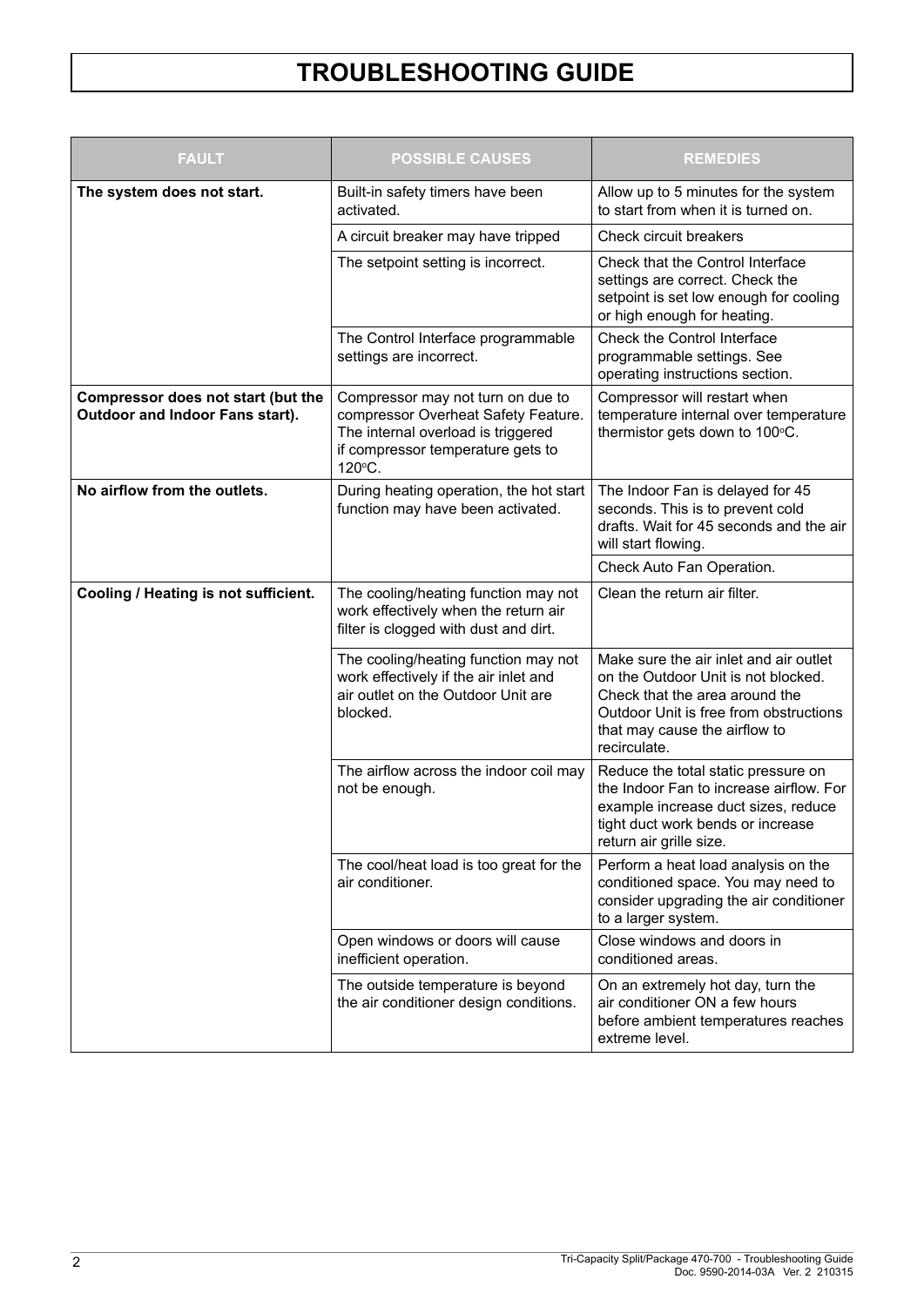# TROUBLESHOOTING GUIDE

| FAULT | POSSIBLE CAUSES | REMEDIES |
|---|---|---|
| **The system does not start.** | Built-in safety timers have been activated. | Allow up to 5 minutes for the system to start from when it is turned on. |
| | A circuit breaker may have tripped | Check circuit breakers |
| | The setpoint setting is incorrect. | Check that the Control Interface settings are correct. Check the setpoint is set low enough for cooling or high enough for heating. |
| | The Control Interface programmable settings are incorrect. | Check the Control Interface programmable settings. See operating instructions section. |
| **Compressor does not start (but the Outdoor and Indoor Fans start).** | Compressor may not turn on due to compressor Overheat Safety Feature. The internal overload is triggered if compressor temperature gets to 120°C. | Compressor will restart when temperature internal over temperature thermistor gets down to 100°C. |
| **No airflow from the outlets.** | During heating operation, the hot start function may have been activated. | The Indoor Fan is delayed for 45 seconds. This is to prevent cold drafts. Wait for 45 seconds and the air will start flowing. |
| | | Check Auto Fan Operation. |
| **Cooling / Heating is not sufficient.** | The cooling/heating function may not work effectively when the return air filter is clogged with dust and dirt. | Clean the return air filter. |
| | The cooling/heating function may not work effectively if the air inlet and air outlet on the Outdoor Unit are blocked. | Make sure the air inlet and air outlet on the Outdoor Unit is not blocked. Check that the area around the Outdoor Unit is free from obstructions that may cause the airflow to recirculate. |
| | The airflow across the indoor coil may not be enough. | Reduce the total static pressure on the Indoor Fan to increase airflow. For example increase duct sizes, reduce tight duct work bends or increase return air grille size. |
| | The cool/heat load is too great for the air conditioner. | Perform a heat load analysis on the conditioned space. You may need to consider upgrading the air conditioner to a larger system. |
| | Open windows or doors will cause inefficient operation. | Close windows and doors in conditioned areas. |
| | The outside temperature is beyond the air conditioner design conditions. | On an extremely hot day, turn the air conditioner ON a few hours before ambient temperatures reaches extreme level. |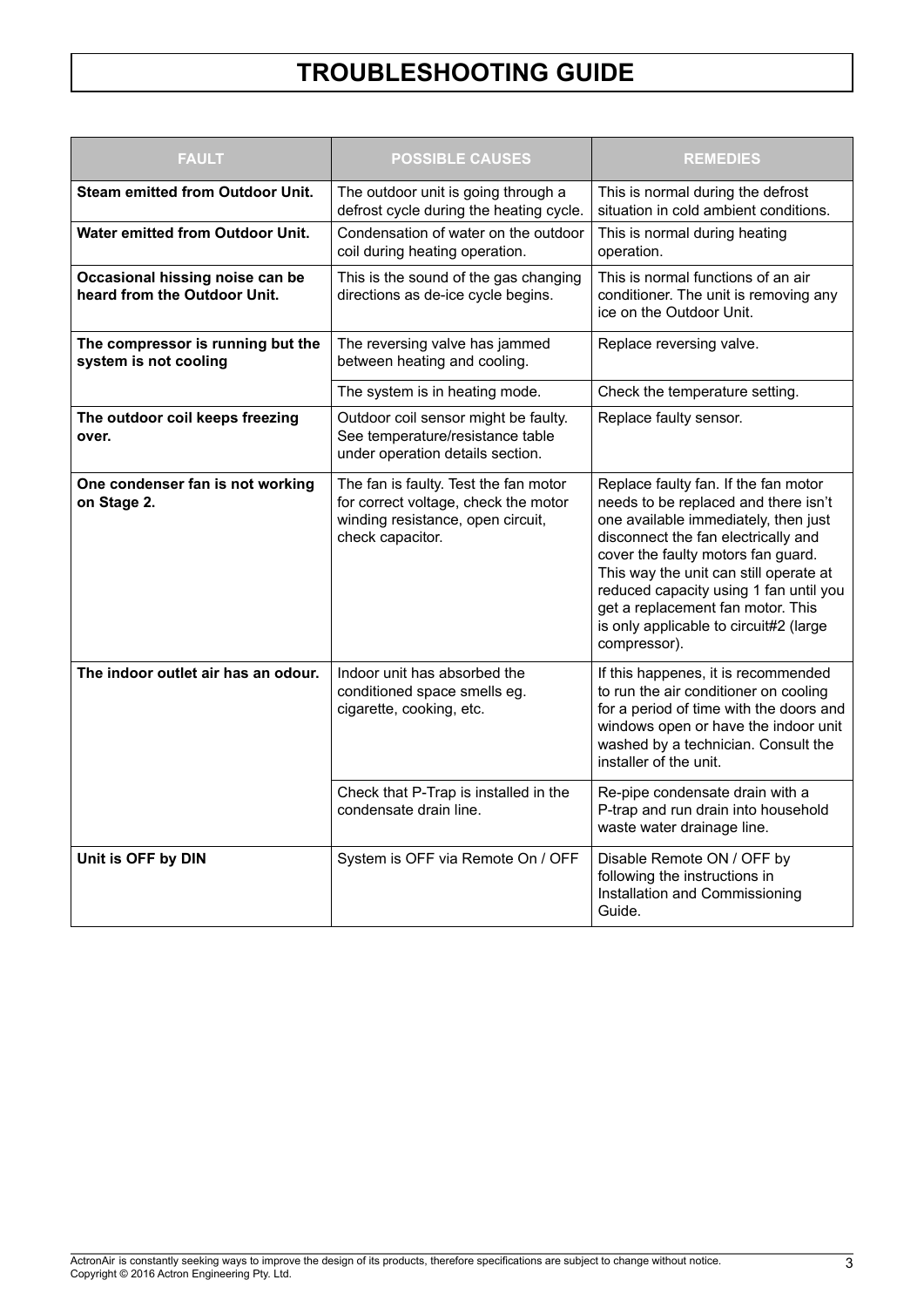# TROUBLESHOOTING GUIDE

| FAULT | POSSIBLE CAUSES | REMEDIES |
|---|---|---|
| **Steam emitted from Outdoor Unit.** | The outdoor unit is going through a defrost cycle during the heating cycle. | This is normal during the defrost situation in cold ambient conditions. |
| **Water emitted from Outdoor Unit.** | Condensation of water on the outdoor coil during heating operation. | This is normal during heating operation. |
| **Occasional hissing noise can be heard from the Outdoor Unit.** | This is the sound of the gas changing directions as de-ice cycle begins. | This is normal functions of an air conditioner. The unit is removing any ice on the Outdoor Unit. |
| **The compressor is running but the system is not cooling** | The reversing valve has jammed between heating and cooling. | Replace reversing valve. |
| | The system is in heating mode. | Check the temperature setting. |
| **The outdoor coil keeps freezing over.** | Outdoor coil sensor might be faulty. See temperature/resistance table under operation details section. | Replace faulty sensor. |
| **One condenser fan is not working on Stage 2.** | The fan is faulty. Test the fan motor for correct voltage, check the motor winding resistance, open circuit, check capacitor. | Replace faulty fan. If the fan motor needs to be replaced and there isn't one available immediately, then just disconnect the fan electrically and cover the faulty motors fan guard. This way the unit can still operate at reduced capacity using 1 fan until you get a replacement fan motor. This is only applicable to circuit#2 (large compressor). |
| **The indoor outlet air has an odour.** | Indoor unit has absorbed the conditioned space smells eg. cigarette, cooking, etc. | If this happenes, it is recommended to run the air conditioner on cooling for a period of time with the doors and windows open or have the indoor unit washed by a technician. Consult the installer of the unit. |
| | Check that P-Trap is installed in the condensate drain line. | Re-pipe condensate drain with a P-trap and run drain into household waste water drainage line. |
| **Unit is OFF by DIN** | System is OFF via Remote On / OFF | Disable Remote ON / OFF by following the instructions in Installation and Commissioning Guide. |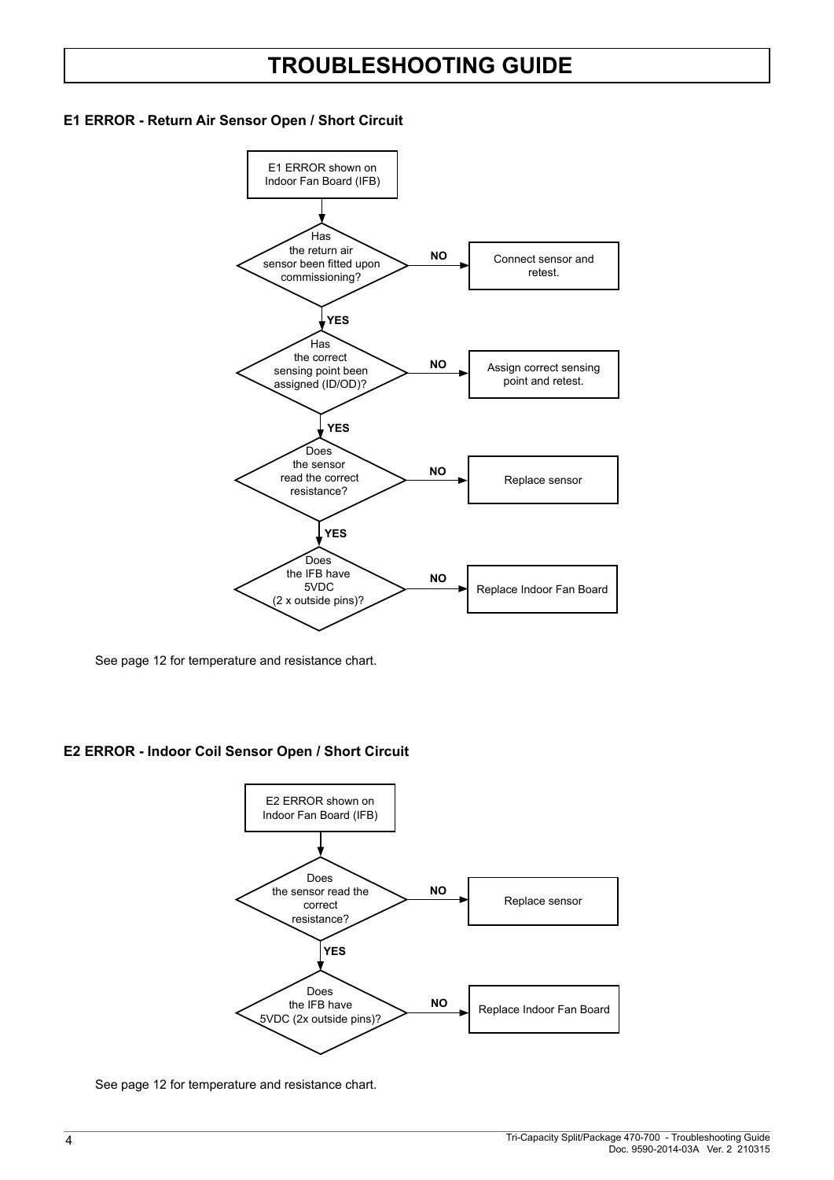# TROUBLESHOOTING GUIDE

### E1 ERROR - Return Air Sensor Open / Short Circuit

E1 ERROR shown on Indoor Fan Board (IFB)

Has the return air sensor been fitted upon commissioning?

- **NO** → Connect sensor and retest.
- **YES** ↓

Has the correct sensing point been assigned (ID/OD)?

- **NO** → Assign correct sensing point and retest.
- **YES** ↓

Does the sensor read the correct resistance?

- **NO** → Replace sensor
- **YES** ↓

Does the IFB have 5VDC (2 x outside pins)?

- **NO** → Replace Indoor Fan Board

See page 12 for temperature and resistance chart.

### E2 ERROR - Indoor Coil Sensor Open / Short Circuit

E2 ERROR shown on Indoor Fan Board (IFB)

Does the sensor read the correct resistance?

- **NO** → Replace sensor
- **YES** ↓

Does the IFB have 5VDC (2x outside pins)?

- **NO** → Replace Indoor Fan Board

See page 12 for temperature and resistance chart.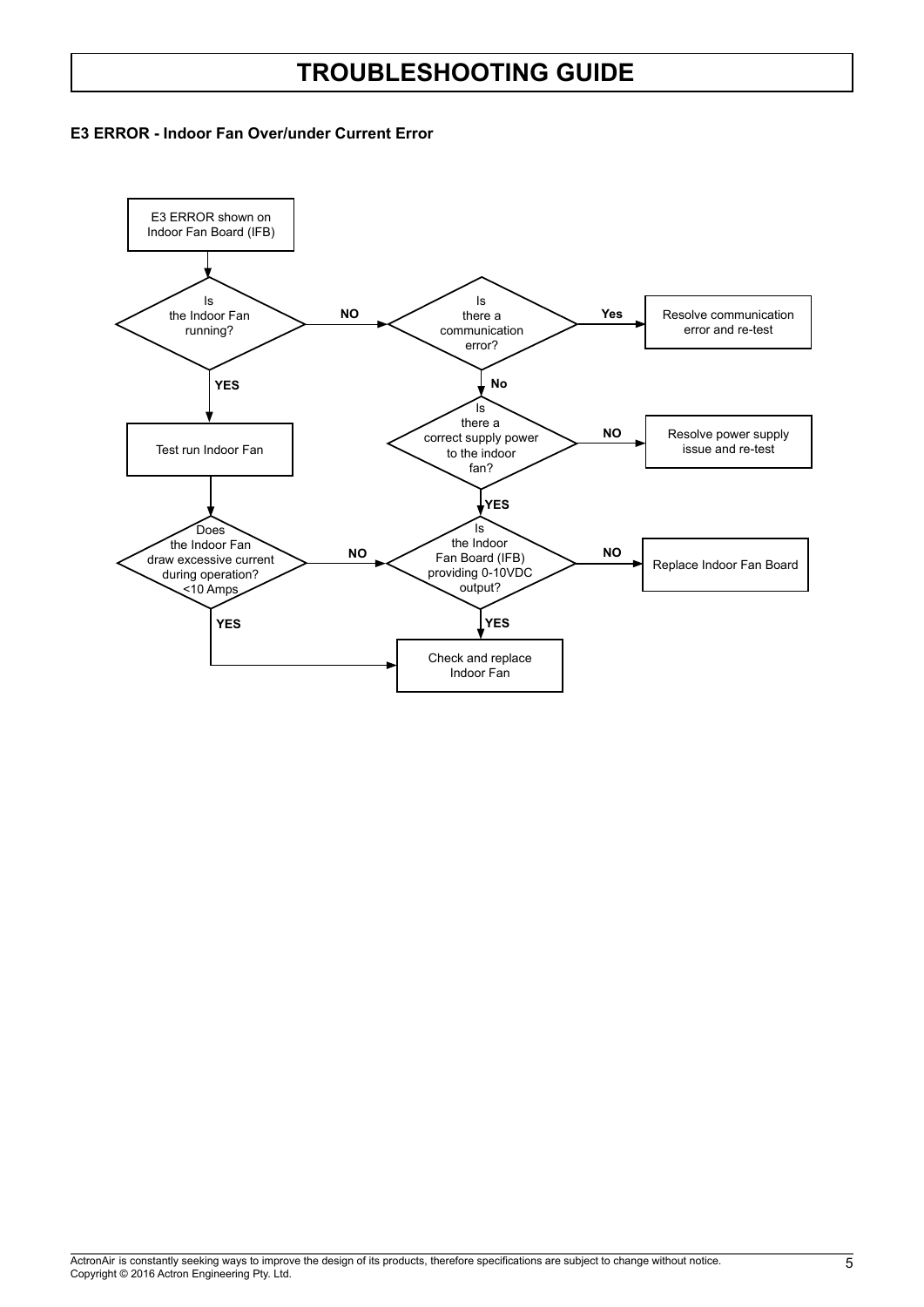# TROUBLESHOOTING GUIDE

### E3 ERROR - Indoor Fan Over/under Current Error

E3 ERROR shown on Indoor Fan Board (IFB)

Is the Indoor Fan running?

NO

Is there a communication error?

Yes

Resolve communication error and re-test

No

Is there a correct supply power to the indoor fan?

NO

Resolve power supply issue and re-test

YES

Is the Indoor Fan Board (IFB) providing 0-10VDC output?

NO

Replace Indoor Fan Board

YES

Check and replace Indoor Fan

YES

Test run Indoor Fan

Does the Indoor Fan draw excessive current during operation? <10 Amps

NO

YES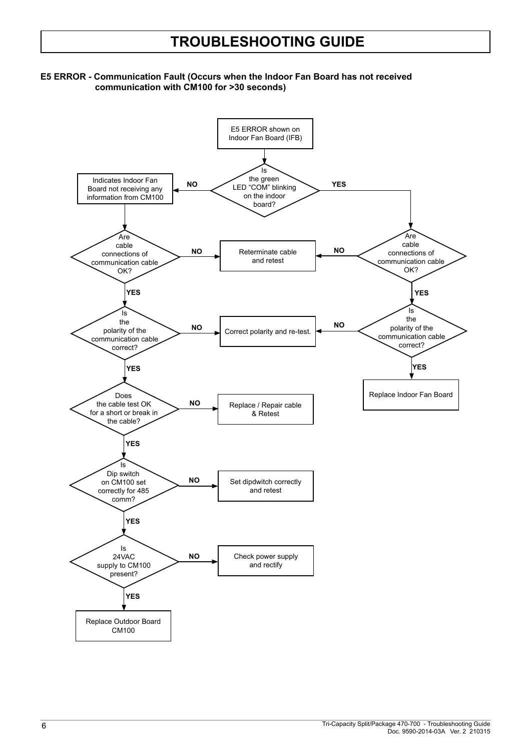# TROUBLESHOOTING GUIDE

**E5 ERROR - Communication Fault (Occurs when the Indoor Fan Board has not received communication with CM100 for >30 seconds)**

E5 ERROR shown on Indoor Fan Board (IFB)

Is the green LED “COM” blinking on the indoor board?

NO

Indicates Indoor Fan Board not receiving any information from CM100

Are cable connections of communication cable OK?

NO → Reterminate cable and retest

YES

Is the polarity of the communication cable correct?

NO → Correct polarity and re-test.

YES

Does the cable test OK for a short or break in the cable?

NO → Replace / Repair cable & Retest

YES

Is Dip switch on CM100 set correctly for 485 comm?

NO → Set dipdwitch correctly and retest

YES

Is 24VAC supply to CM100 present?

NO → Check power supply and rectify

YES

Replace Outdoor Board CM100

YES

Are cable connections of communication cable OK?

NO → Reterminate cable and retest

YES

Is the polarity of the communication cable correct?

NO → Correct polarity and re-test.

YES

Replace Indoor Fan Board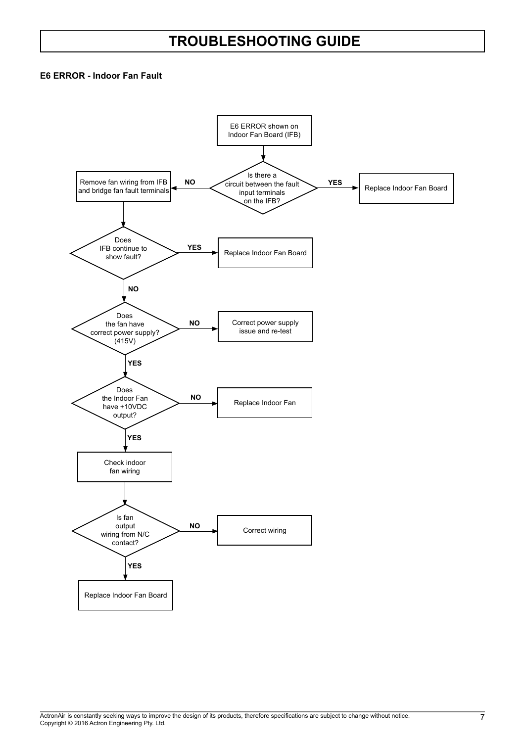# TROUBLESHOOTING GUIDE

**E6 ERROR - Indoor Fan Fault**

E6 ERROR shown on Indoor Fan Board (IFB)

Is there a circuit between the fault input terminals on the IFB?

- **YES** → Replace Indoor Fan Board
- **NO** → Remove fan wiring from IFB and bridge fan fault terminals

Does IFB continue to show fault?

- **YES** → Replace Indoor Fan Board
- **NO** ↓

Does the fan have correct power supply? (415V)

- **NO** → Correct power supply issue and re-test
- **YES** ↓

Does the Indoor Fan have +10VDC output?

- **NO** → Replace Indoor Fan
- **YES** ↓

Check indoor fan wiring

Is fan output wiring from N/C contact?

- **NO** → Correct wiring
- **YES** → Replace Indoor Fan Board

ActronAir is constantly seeking ways to improve the design of its products, therefore specifications are subject to change without notice.
Copyright © 2016 Actron Engineering Pty. Ltd.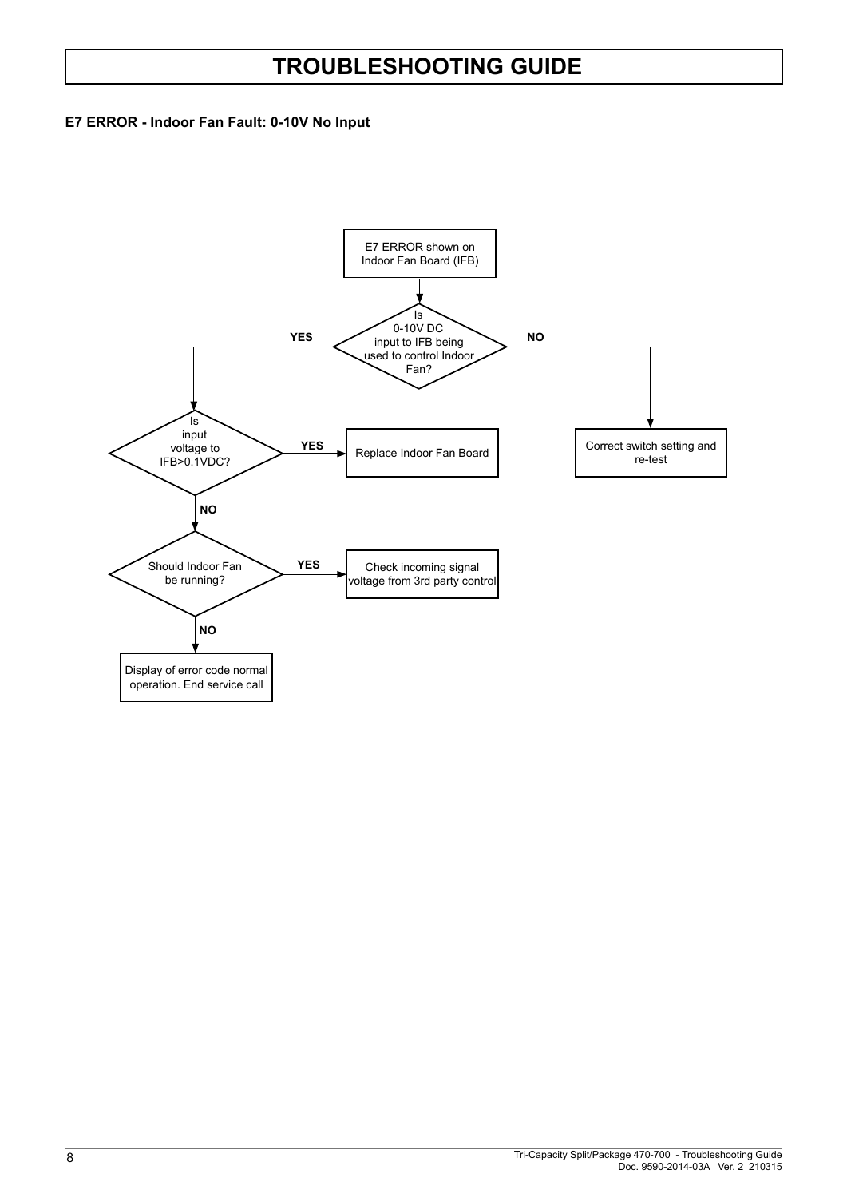# TROUBLESHOOTING GUIDE

**E7 ERROR - Indoor Fan Fault: 0-10V No Input**

E7 ERROR shown on Indoor Fan Board (IFB)

Is 0-10V DC input to IFB being used to control Indoor Fan?

- **YES** → Is input voltage to IFB>0.1VDC?
  - **YES** → Replace Indoor Fan Board
  - **NO** → Should Indoor Fan be running?
    - **YES** → Check incoming signal voltage from 3rd party control
    - **NO** → Display of error code normal operation. End service call
- **NO** → Correct switch setting and re-test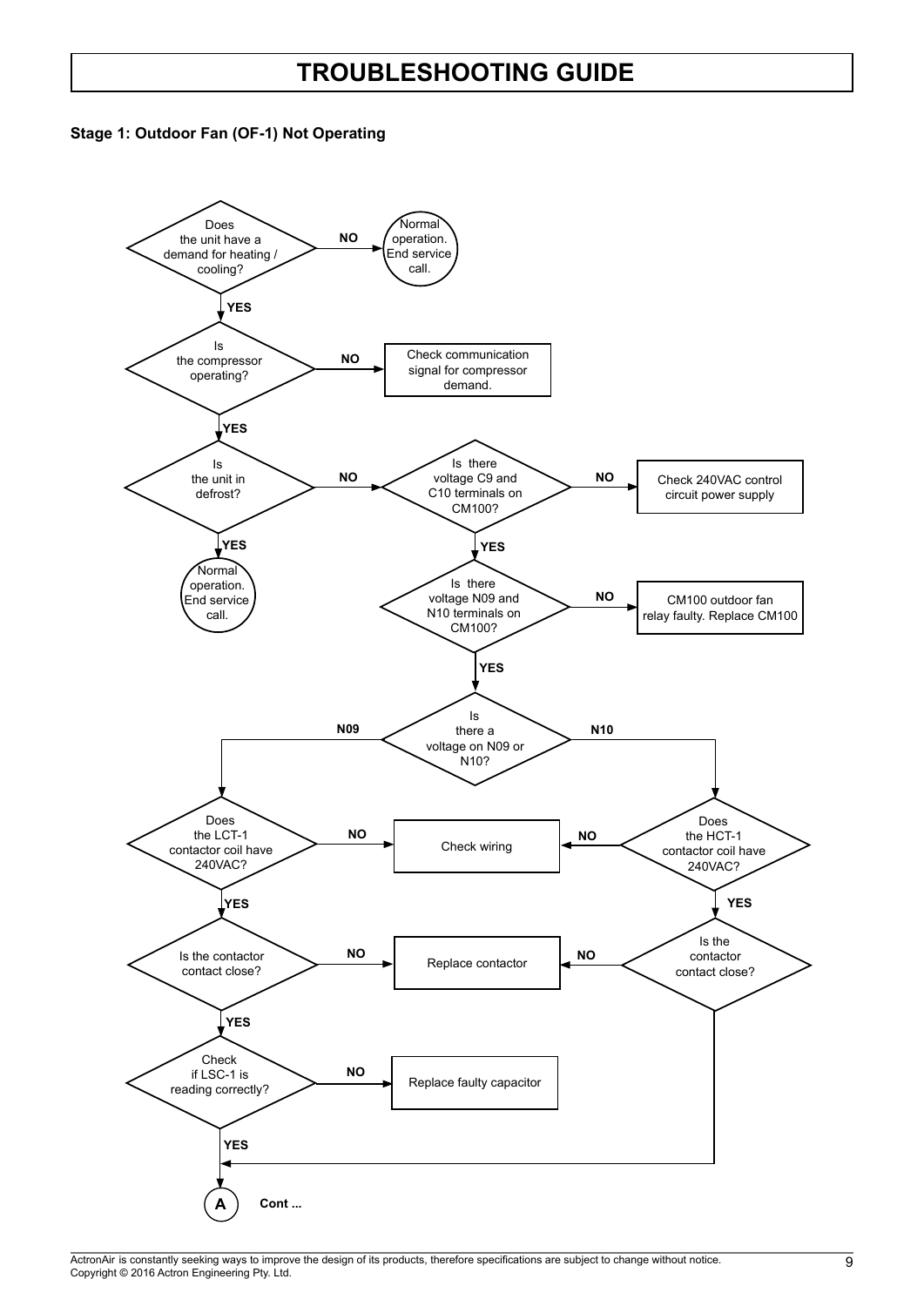# TROUBLESHOOTING GUIDE

### Stage 1: Outdoor Fan (OF-1) Not Operating

Does the unit have a demand for heating / cooling?

- **NO** → Normal operation. End service call.
- **YES** → Is the compressor operating?
  - **NO** → Check communication signal for compressor demand.
  - **YES** → Is the unit in defrost?
    - **YES** → Normal operation. End service call.
    - **NO** → Is there voltage C9 and C10 terminals on CM100?
      - **NO** → Check 240VAC control circuit power supply
      - **YES** → Is there voltage N09 and N10 terminals on CM100?
        - **NO** → CM100 outdoor fan relay faulty. Replace CM100
        - **YES** → Is there a voltage on N09 or N10?
          - **N09** → Does the LCT-1 contactor coil have 240VAC?
            - **NO** → Check wiring
            - **YES** → Is the contactor contact close?
              - **NO** → Replace contactor
              - **YES** → Check if LSC-1 is reading correctly?
                - **NO** → Replace faulty capacitor
                - **YES** → **A** Cont ...
          - **N10** → Does the HCT-1 contactor coil have 240VAC?
            - **NO** → Check wiring
            - **YES** → Is the contactor contact close?
              - **NO** → Replace contactor
              - (otherwise) → **A** Cont ...

ActronAir is constantly seeking ways to improve the design of its products, therefore specifications are subject to change without notice.
Copyright © 2016 Actron Engineering Pty. Ltd.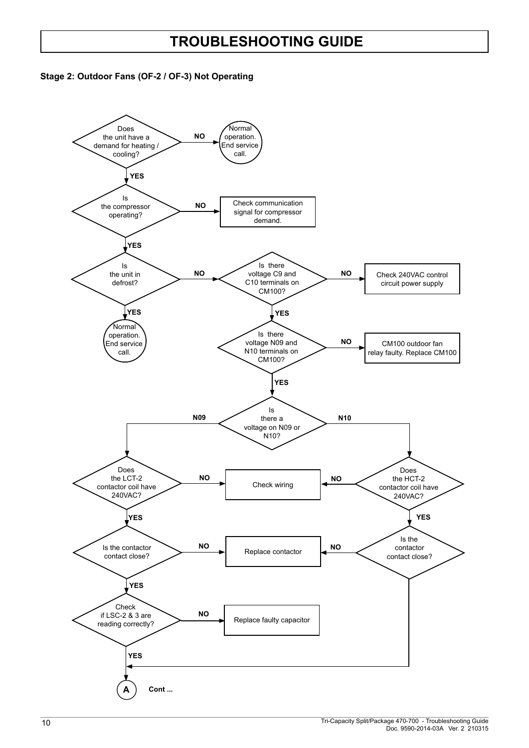# TROUBLESHOOTING GUIDE

**Stage 2: Outdoor Fans (OF-2 / OF-3) Not Operating**

- Does the unit have a demand for heating / cooling?
  - **NO** → Normal operation. End service call.
  - **YES** → Is the compressor operating?
    - **NO** → Check communication signal for compressor demand.
    - **YES** → Is the unit in defrost?
      - **YES** → Normal operation. End service call.
      - **NO** → Is there voltage C9 and C10 terminals on CM100?
        - **NO** → Check 240VAC control circuit power supply
        - **YES** → Is there voltage N09 and N10 terminals on CM100?
          - **NO** → CM100 outdoor fan relay faulty. Replace CM100
          - **YES** → Is there a voltage on N09 or N10?
            - **N09** → Does the LCT-2 contactor coil have 240VAC?
              - **NO** → Check wiring
              - **YES** → Is the contactor contact close?
                - **NO** → Replace contactor
                - **YES** → Check if LSC-2 & 3 are reading correctly?
                  - **NO** → Replace faulty capacitor
                  - **YES** → **A** Cont ...
            - **N10** → Does the HCT-2 contactor coil have 240VAC?
              - **NO** → Check wiring
              - **YES** → Is the contactor contact close?
                - **NO** → Replace contactor
                - (YES) → **A** Cont ...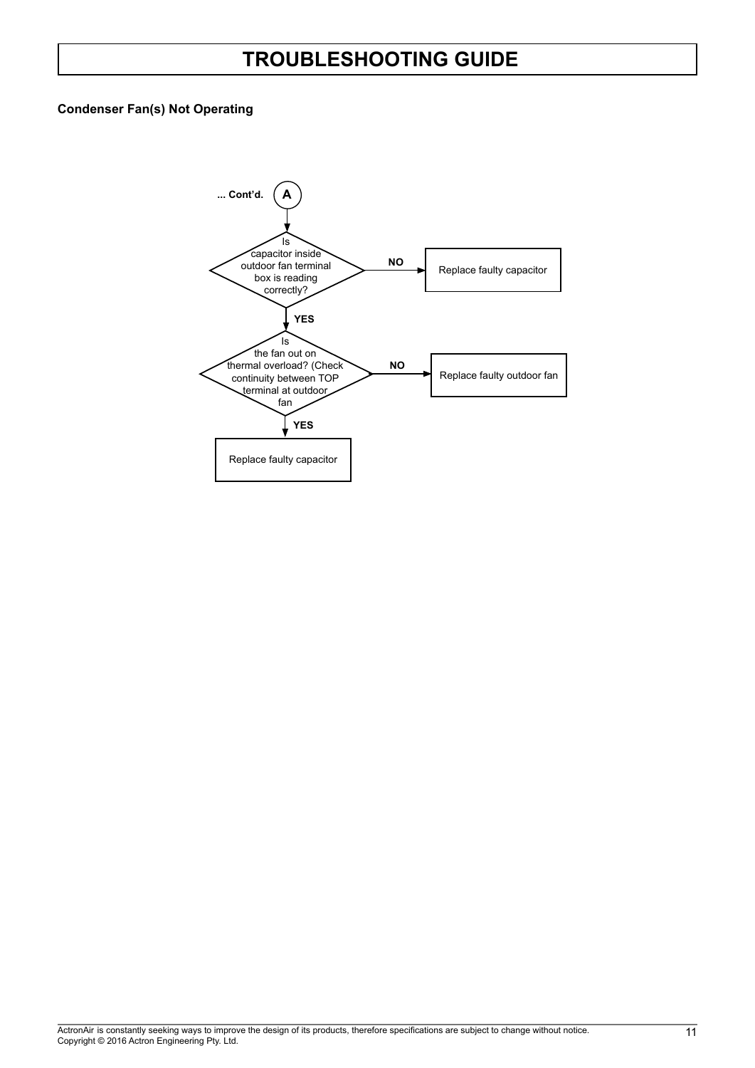# TROUBLESHOOTING GUIDE

**Condenser Fan(s) Not Operating**

**... Cont'd.** **A**

Is capacitor inside outdoor fan terminal box is reading correctly?

- **NO** → Replace faulty capacitor
- **YES** ↓

Is the fan out on thermal overload? (Check continuity between TOP terminal at outdoor fan

- **NO** → Replace faulty outdoor fan
- **YES** ↓

Replace faulty capacitor

ActronAir is constantly seeking ways to improve the design of its products, therefore specifications are subject to change without notice.
Copyright © 2016 Actron Engineering Pty. Ltd.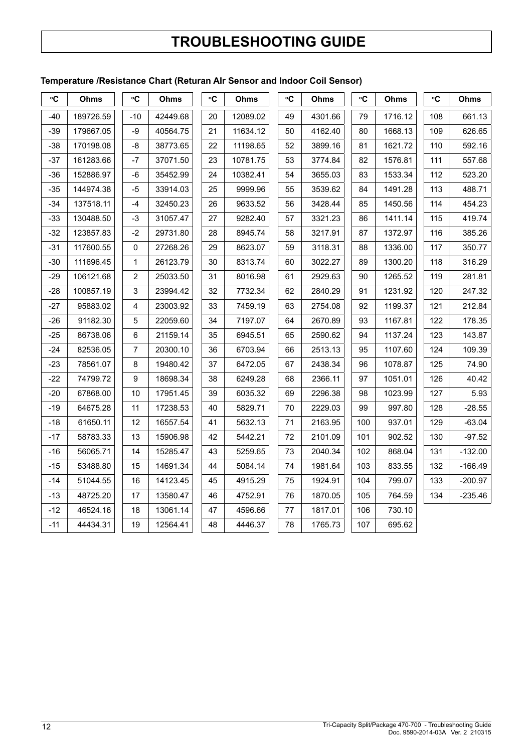# TROUBLESHOOTING GUIDE

### Temperature /Resistance Chart (Returan AIr Sensor and Indoor Coil Sensor)

| °C | Ohms | °C | Ohms | °C | Ohms | °C | Ohms | °C | Ohms | °C | Ohms |
|---|---|---|---|---|---|---|---|---|---|---|---|
| -40 | 189726.59 | -10 | 42449.68 | 20 | 12089.02 | 49 | 4301.66 | 79 | 1716.12 | 108 | 661.13 |
| -39 | 179667.05 | -9 | 40564.75 | 21 | 11634.12 | 50 | 4162.40 | 80 | 1668.13 | 109 | 626.65 |
| -38 | 170198.08 | -8 | 38773.65 | 22 | 11198.65 | 52 | 3899.16 | 81 | 1621.72 | 110 | 592.16 |
| -37 | 161283.66 | -7 | 37071.50 | 23 | 10781.75 | 53 | 3774.84 | 82 | 1576.81 | 111 | 557.68 |
| -36 | 152886.97 | -6 | 35452.99 | 24 | 10382.41 | 54 | 3655.03 | 83 | 1533.34 | 112 | 523.20 |
| -35 | 144974.38 | -5 | 33914.03 | 25 | 9999.96 | 55 | 3539.62 | 84 | 1491.28 | 113 | 488.71 |
| -34 | 137518.11 | -4 | 32450.23 | 26 | 9633.52 | 56 | 3428.44 | 85 | 1450.56 | 114 | 454.23 |
| -33 | 130488.50 | -3 | 31057.47 | 27 | 9282.40 | 57 | 3321.23 | 86 | 1411.14 | 115 | 419.74 |
| -32 | 123857.83 | -2 | 29731.80 | 28 | 8945.74 | 58 | 3217.91 | 87 | 1372.97 | 116 | 385.26 |
| -31 | 117600.55 | 0 | 27268.26 | 29 | 8623.07 | 59 | 3118.31 | 88 | 1336.00 | 117 | 350.77 |
| -30 | 111696.45 | 1 | 26123.79 | 30 | 8313.74 | 60 | 3022.27 | 89 | 1300.20 | 118 | 316.29 |
| -29 | 106121.68 | 2 | 25033.50 | 31 | 8016.98 | 61 | 2929.63 | 90 | 1265.52 | 119 | 281.81 |
| -28 | 100857.19 | 3 | 23994.42 | 32 | 7732.34 | 62 | 2840.29 | 91 | 1231.92 | 120 | 247.32 |
| -27 | 95883.02 | 4 | 23003.92 | 33 | 7459.19 | 63 | 2754.08 | 92 | 1199.37 | 121 | 212.84 |
| -26 | 91182.30 | 5 | 22059.60 | 34 | 7197.07 | 64 | 2670.89 | 93 | 1167.81 | 122 | 178.35 |
| -25 | 86738.06 | 6 | 21159.14 | 35 | 6945.51 | 65 | 2590.62 | 94 | 1137.24 | 123 | 143.87 |
| -24 | 82536.05 | 7 | 20300.10 | 36 | 6703.94 | 66 | 2513.13 | 95 | 1107.60 | 124 | 109.39 |
| -23 | 78561.07 | 8 | 19480.42 | 37 | 6472.05 | 67 | 2438.34 | 96 | 1078.87 | 125 | 74.90 |
| -22 | 74799.72 | 9 | 18698.34 | 38 | 6249.28 | 68 | 2366.11 | 97 | 1051.01 | 126 | 40.42 |
| -20 | 67868.00 | 10 | 17951.45 | 39 | 6035.32 | 69 | 2296.38 | 98 | 1023.99 | 127 | 5.93 |
| -19 | 64675.28 | 11 | 17238.53 | 40 | 5829.71 | 70 | 2229.03 | 99 | 997.80 | 128 | -28.55 |
| -18 | 61650.11 | 12 | 16557.54 | 41 | 5632.13 | 71 | 2163.95 | 100 | 937.01 | 129 | -63.04 |
| -17 | 58783.33 | 13 | 15906.98 | 42 | 5442.21 | 72 | 2101.09 | 101 | 902.52 | 130 | -97.52 |
| -16 | 56065.71 | 14 | 15285.47 | 43 | 5259.65 | 73 | 2040.34 | 102 | 868.04 | 131 | -132.00 |
| -15 | 53488.80 | 15 | 14691.34 | 44 | 5084.14 | 74 | 1981.64 | 103 | 833.55 | 132 | -166.49 |
| -14 | 51044.55 | 16 | 14123.45 | 45 | 4915.29 | 75 | 1924.91 | 104 | 799.07 | 133 | -200.97 |
| -13 | 48725.20 | 17 | 13580.47 | 46 | 4752.91 | 76 | 1870.05 | 105 | 764.59 | 134 | -235.46 |
| -12 | 46524.16 | 18 | 13061.14 | 47 | 4596.66 | 77 | 1817.01 | 106 | 730.10 | | |
| -11 | 44434.31 | 19 | 12564.41 | 48 | 4446.37 | 78 | 1765.73 | 107 | 695.62 | | |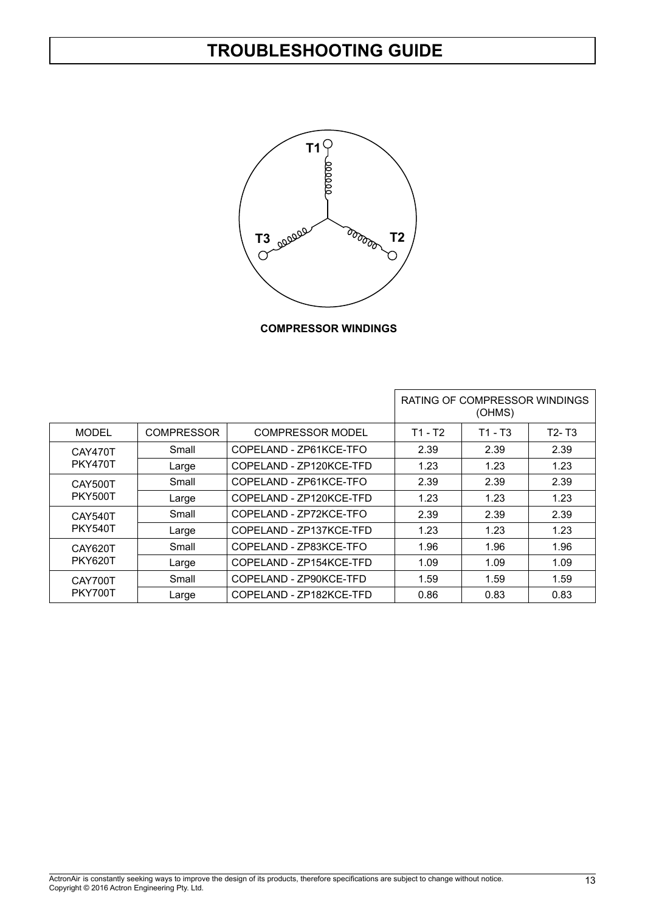# TROUBLESHOOTING GUIDE

T1

T3

T2

**COMPRESSOR WINDINGS**

| | | | RATING OF COMPRESSOR WINDINGS (OHMS) | | |
|---|---|---|---|---|---|
| MODEL | COMPRESSOR | COMPRESSOR MODEL | T1 - T2 | T1 - T3 | T2- T3 |
| CAY470T PKY470T | Small | COPELAND - ZP61KCE-TFO | 2.39 | 2.39 | 2.39 |
| | Large | COPELAND - ZP120KCE-TFD | 1.23 | 1.23 | 1.23 |
| CAY500T PKY500T | Small | COPELAND - ZP61KCE-TFO | 2.39 | 2.39 | 2.39 |
| | Large | COPELAND - ZP120KCE-TFD | 1.23 | 1.23 | 1.23 |
| CAY540T PKY540T | Small | COPELAND - ZP72KCE-TFO | 2.39 | 2.39 | 2.39 |
| | Large | COPELAND - ZP137KCE-TFD | 1.23 | 1.23 | 1.23 |
| CAY620T PKY620T | Small | COPELAND - ZP83KCE-TFO | 1.96 | 1.96 | 1.96 |
| | Large | COPELAND - ZP154KCE-TFD | 1.09 | 1.09 | 1.09 |
| CAY700T PKY700T | Small | COPELAND - ZP90KCE-TFD | 1.59 | 1.59 | 1.59 |
| | Large | COPELAND - ZP182KCE-TFD | 0.86 | 0.83 | 0.83 |

ActronAir is constantly seeking ways to improve the design of its products, therefore specifications are subject to change without notice.
Copyright © 2016 Actron Engineering Pty. Ltd.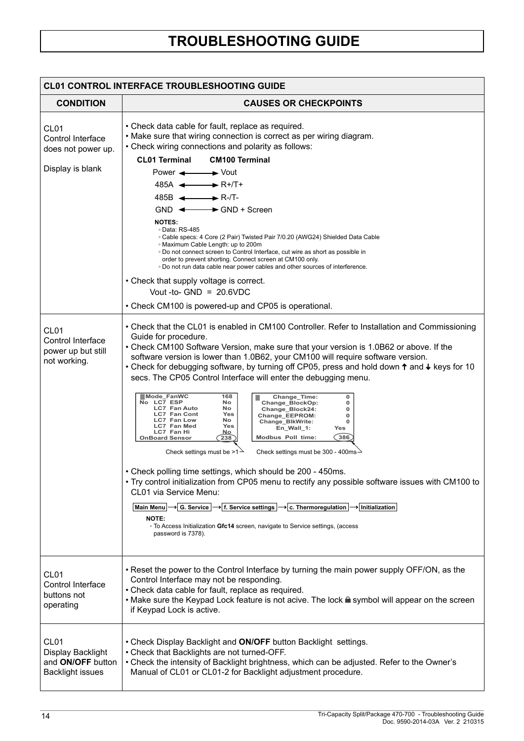# TROUBLESHOOTING GUIDE

| CL01 CONTROL INTERFACE TROUBLESHOOTING GUIDE | |
|---|---|
| **CONDITION** | **CAUSES OR CHECKPOINTS** |
| CL01 Control Interface does not power up.<br><br>Display is blank | • Check data cable for fault, replace as required.<br>• Make sure that wiring connection is correct as per wiring diagram.<br>• Check wiring connections and polarity as follows:<br>**CL01 Terminal** — **CM100 Terminal**<br>Power ↔ Vout<br>485A ↔ R+/T+<br>485B ↔ R-/T-<br>GND ↔ GND + Screen<br>**NOTES:**<br>◦ Data: RS-485<br>◦ Cable specs: 4 Core (2 Pair) Twisted Pair 7/0.20 (AWG24) Shielded Data Cable<br>◦ Maximum Cable Length: up to 200m<br>◦ Do not connect screen to Control Interface, cut wire as short as possible in order to prevent shorting. Connect screen at CM100 only.<br>◦ Do not run data cable near power cables and other sources of interference.<br>• Check that supply voltage is correct.<br>Vout -to- GND = 20.6VDC<br>• Check CM100 is powered-up and CP05 is operational. |
| CL01 Control Interface power up but still not working. | • Check that the CL01 is enabled in CM100 Controller. Refer to Installation and Commissioning Guide for procedure.<br>• Check CM100 Software Version, make sure that your version is 1.0B62 or above. If the software version is lower than 1.0B62, your CM100 will require software version.<br>• Check for debugging software, by turning off CP05, press and hold down ↑ and ↓ keys for 10 secs. The CP05 Control Interface will enter the debugging menu.<br>Mode_FanWC 168<br>No LC7 ESP No<br>LC7 Fan Auto No<br>LC7 Fan Cont Yes<br>LC7 Fan Low No<br>LC7 Fan Med Yes<br>LC7 Fan Hi No<br>OnBoard Sensor 238<br>Check settings must be >1<br>Change_Time: 0<br>Change_BlockOp: 0<br>Change_Block24: 0<br>Change_EEPROM: 0<br>Change_BlkWrite: 0<br>En_Wall_1: Yes<br>Modbus Poll time: 386<br>Check settings must be 300 - 400ms<br>• Check polling time settings, which should be 200 - 450ms.<br>• Try control initialization from CP05 menu to rectify any possible software issues with CM100 to CL01 via Service Menu:<br>Main Menu → G. Service → f. Service settings → c. Thermoregulation → Initialization<br>**NOTE:**<br>◦ To Access Initialization **Gfc14** screen, navigate to Service settings, (access password is 7378). |
| CL01 Control Interface buttons not operating | • Reset the power to the Control Interface by turning the main power supply OFF/ON, as the Control Interface may not be responding.<br>• Check data cable for fault, replace as required.<br>• Make sure the Keypad Lock feature is not acive. The lock 🔒 symbol will appear on the screen if Keypad Lock is active. |
| CL01 Display Backlight and **ON/OFF** button Backlight issues | • Check Display Backlight and **ON/OFF** button Backlight settings.<br>• Check that Backlights are not turned-OFF.<br>• Check the intensity of Backlight brightness, which can be adjusted. Refer to the Owner's Manual of CL01 or CL01-2 for Backlight adjustment procedure. |